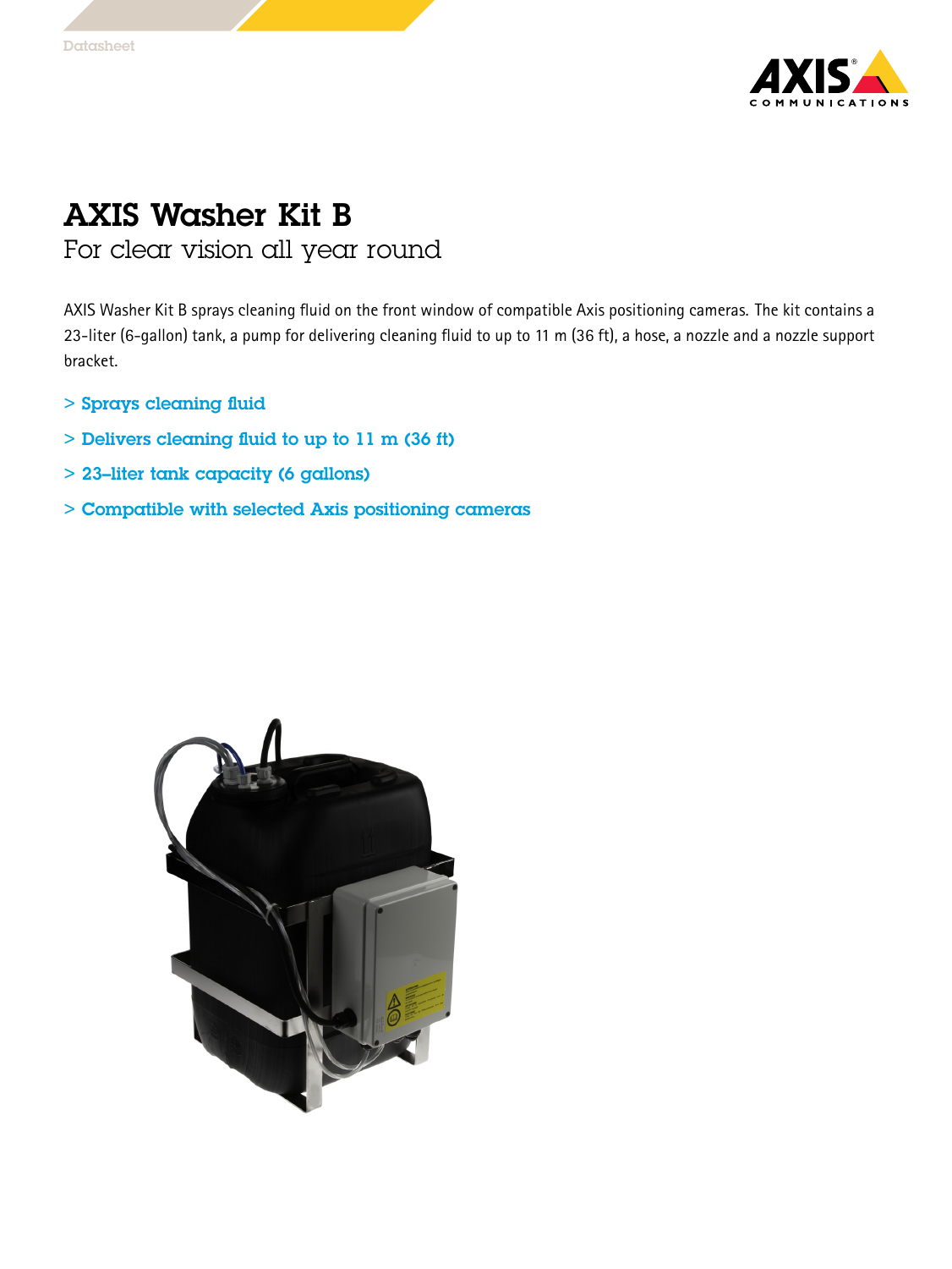# AXIS Washer Kit B

## For clear vision all year round

AXIS Washer Kit B sprays cleaning fluid on the front window of compatible Axis positioning cameras. The kit contains a 23-liter (6-gallon) tank, a pump for delivering cleaning fluid to up to 11 m (36 ft), a hose, a nozzle and a nozzle support bracket.

> Sprays cleaning fluid

> Delivers cleaning fluid to up to 11 m (36 ft)

> 23-liter tank capacity (6 gallons)

> Compatible with selected Axis positioning cameras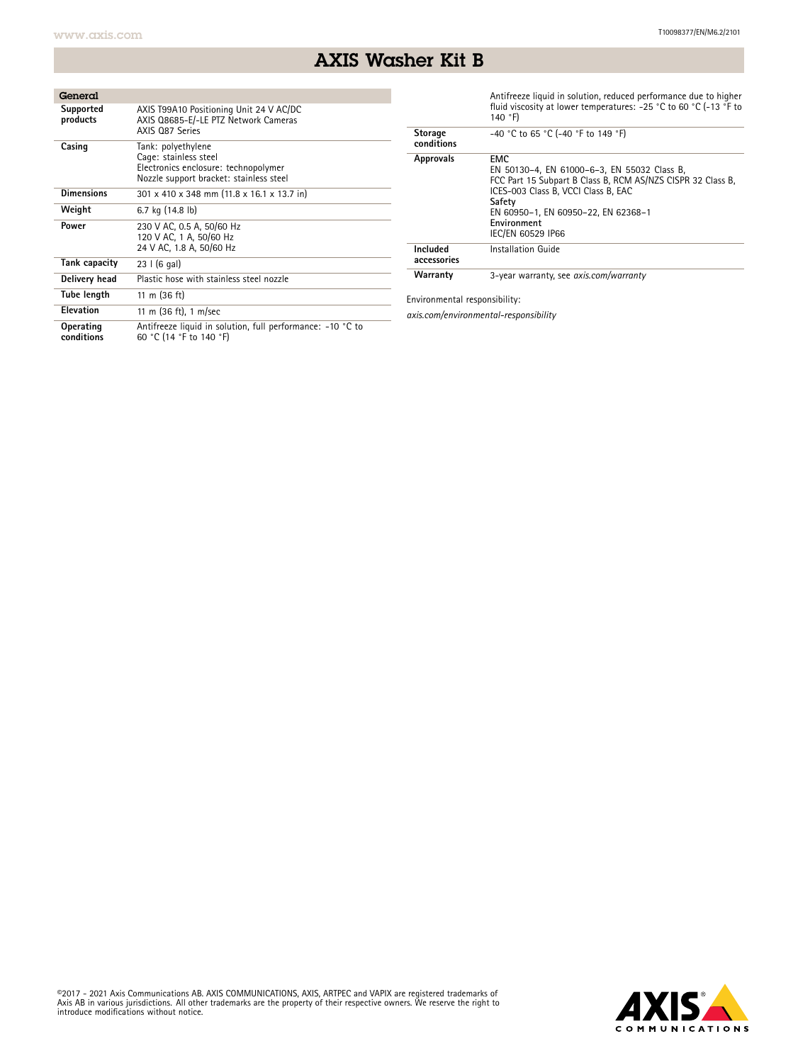# AXIS Washer Kit B

| General | |
|---|---|
| **Supported products** | AXIS T99A10 Positioning Unit 24 V AC/DC<br>AXIS Q8685-E/-LE PTZ Network Cameras<br>AXIS Q87 Series |
| **Casing** | Tank: polyethylene<br>Cage: stainless steel<br>Electronics enclosure: technopolymer<br>Nozzle support bracket: stainless steel |
| **Dimensions** | 301 x 410 x 348 mm (11.8 x 16.1 x 13.7 in) |
| **Weight** | 6.7 kg (14.8 lb) |
| **Power** | 230 V AC, 0.5 A, 50/60 Hz<br>120 V AC, 1 A, 50/60 Hz<br>24 V AC, 1.8 A, 50/60 Hz |
| **Tank capacity** | 23 l (6 gal) |
| **Delivery head** | Plastic hose with stainless steel nozzle |
| **Tube length** | 11 m (36 ft) |
| **Elevation** | 11 m (36 ft), 1 m/sec |
| **Operating conditions** | Antifreeze liquid in solution, full performance: -10 °C to 60 °C (14 °F to 140 °F)<br>Antifreeze liquid in solution, reduced performance due to higher fluid viscosity at lower temperatures: -25 °C to 60 °C (-13 °F to 140 °F) |
| **Storage conditions** | -40 °C to 65 °C (-40 °F to 149 °F) |
| **Approvals** | **EMC**<br>EN 50130–4, EN 61000–6–3, EN 55032 Class B, FCC Part 15 Subpart B Class B, RCM AS/NZS CISPR 32 Class B, ICES-003 Class B, VCCI Class B, EAC<br>**Safety**<br>EN 60950–1, EN 60950–22, EN 62368–1<br>**Environment**<br>IEC/EN 60529 IP66 |
| **Included accessories** | Installation Guide |
| **Warranty** | 3-year warranty, see *axis.com/warranty* |

Environmental responsibility:

*axis.com/environmental-responsibility*

©2017 - 2021 Axis Communications AB. AXIS COMMUNICATIONS, AXIS, ARTPEC and VAPIX are registered trademarks of Axis AB in various jurisdictions. All other trademarks are the property of their respective owners. We reserve the right to introduce modifications without notice.